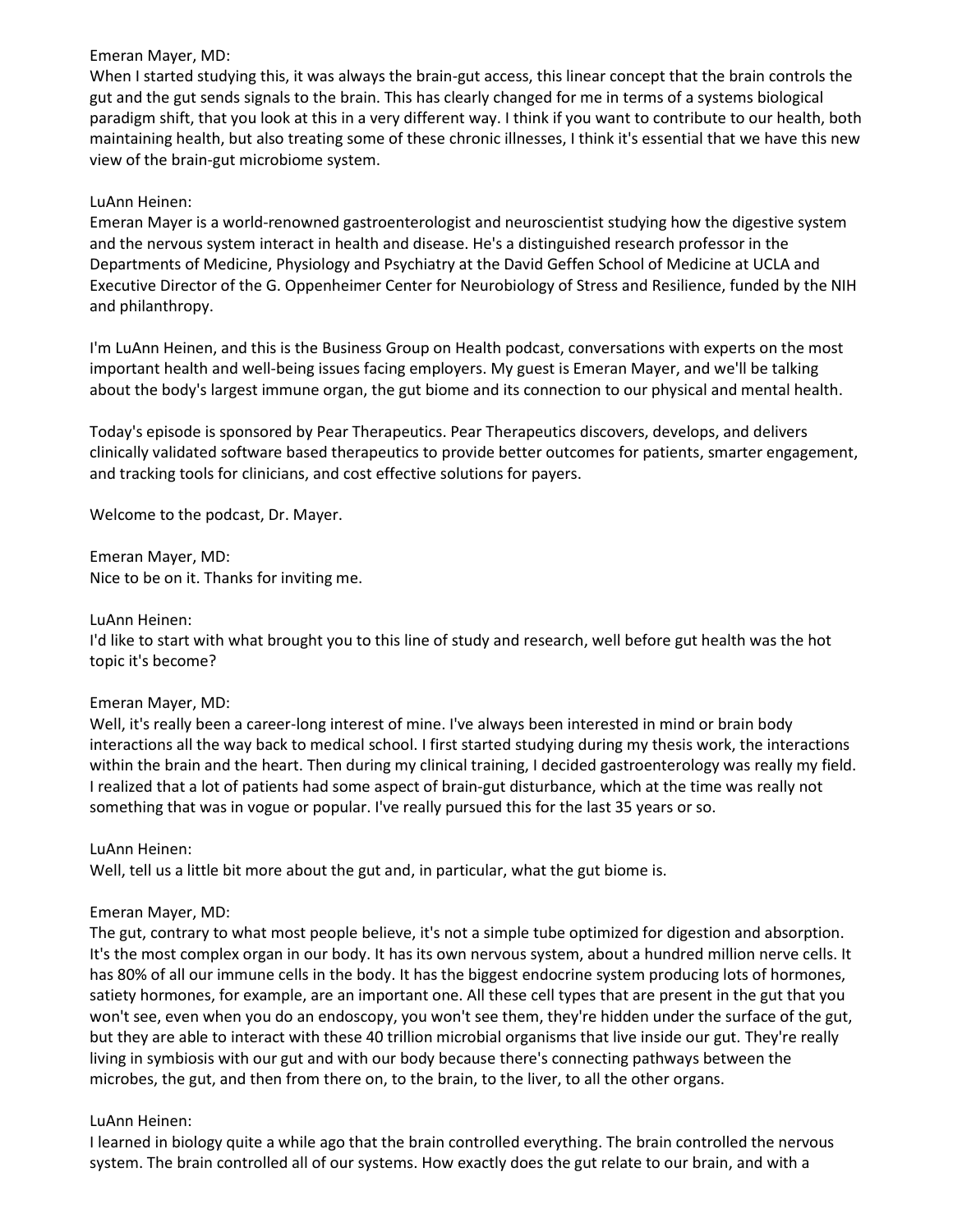Emeran Mayer, MD:
When I started studying this, it was always the brain-gut access, this linear concept that the brain controls the gut and the gut sends signals to the brain. This has clearly changed for me in terms of a systems biological paradigm shift, that you look at this in a very different way. I think if you want to contribute to our health, both maintaining health, but also treating some of these chronic illnesses, I think it's essential that we have this new view of the brain-gut microbiome system.

LuAnn Heinen:
Emeran Mayer is a world-renowned gastroenterologist and neuroscientist studying how the digestive system and the nervous system interact in health and disease. He's a distinguished research professor in the Departments of Medicine, Physiology and Psychiatry at the David Geffen School of Medicine at UCLA and Executive Director of the G. Oppenheimer Center for Neurobiology of Stress and Resilience, funded by the NIH and philanthropy.

I'm LuAnn Heinen, and this is the Business Group on Health podcast, conversations with experts on the most important health and well-being issues facing employers. My guest is Emeran Mayer, and we'll be talking about the body's largest immune organ, the gut biome and its connection to our physical and mental health.

Today's episode is sponsored by Pear Therapeutics. Pear Therapeutics discovers, develops, and delivers clinically validated software based therapeutics to provide better outcomes for patients, smarter engagement, and tracking tools for clinicians, and cost effective solutions for payers.

Welcome to the podcast, Dr. Mayer.

Emeran Mayer, MD:
Nice to be on it. Thanks for inviting me.

LuAnn Heinen:
I'd like to start with what brought you to this line of study and research, well before gut health was the hot topic it's become?

Emeran Mayer, MD:
Well, it's really been a career-long interest of mine. I've always been interested in mind or brain body interactions all the way back to medical school. I first started studying during my thesis work, the interactions within the brain and the heart. Then during my clinical training, I decided gastroenterology was really my field. I realized that a lot of patients had some aspect of brain-gut disturbance, which at the time was really not something that was in vogue or popular. I've really pursued this for the last 35 years or so.

LuAnn Heinen:
Well, tell us a little bit more about the gut and, in particular, what the gut biome is.

Emeran Mayer, MD:
The gut, contrary to what most people believe, it's not a simple tube optimized for digestion and absorption. It's the most complex organ in our body. It has its own nervous system, about a hundred million nerve cells. It has 80% of all our immune cells in the body. It has the biggest endocrine system producing lots of hormones, satiety hormones, for example, are an important one. All these cell types that are present in the gut that you won't see, even when you do an endoscopy, you won't see them, they're hidden under the surface of the gut, but they are able to interact with these 40 trillion microbial organisms that live inside our gut. They're really living in symbiosis with our gut and with our body because there's connecting pathways between the microbes, the gut, and then from there on, to the brain, to the liver, to all the other organs.

LuAnn Heinen:
I learned in biology quite a while ago that the brain controlled everything. The brain controlled the nervous system. The brain controlled all of our systems. How exactly does the gut relate to our brain, and with a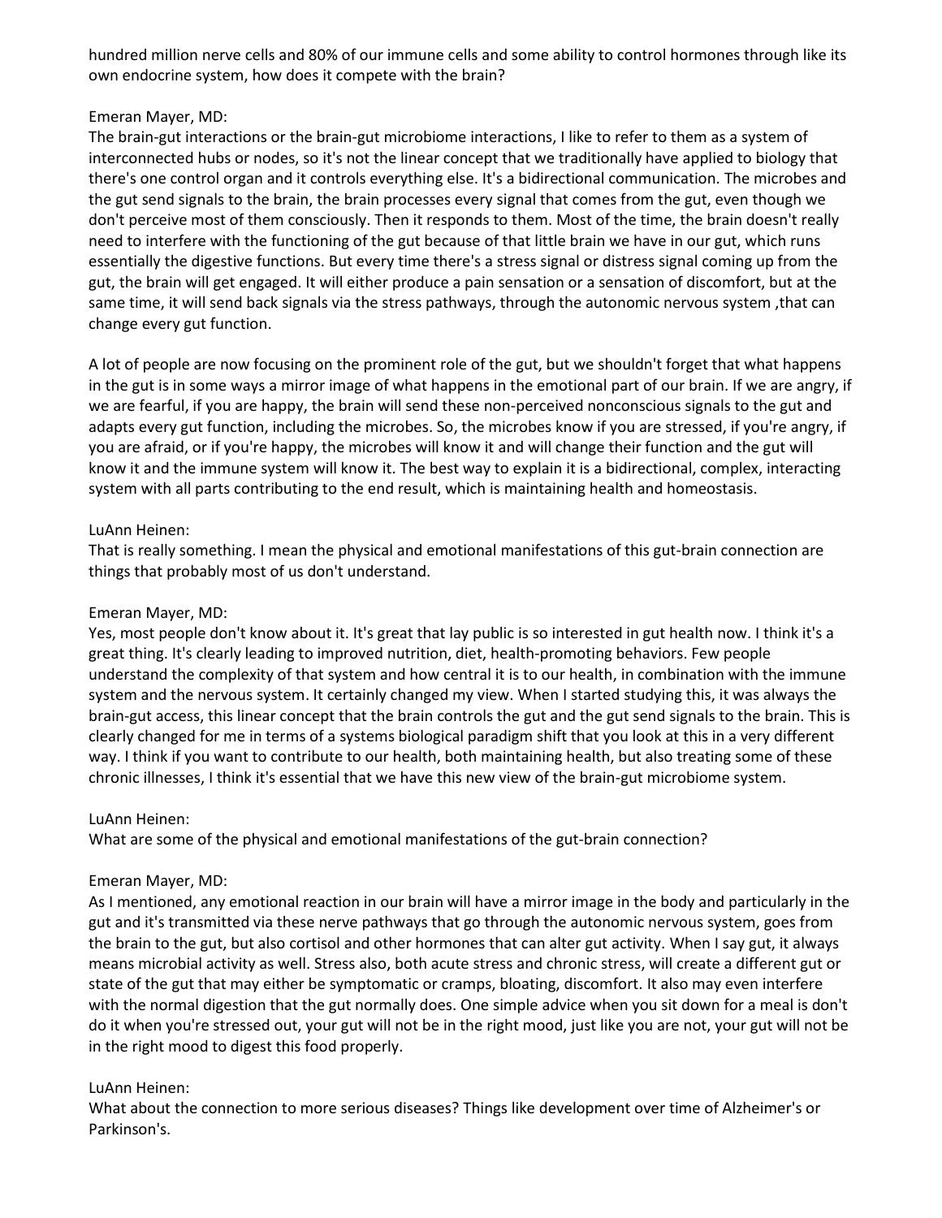hundred million nerve cells and 80% of our immune cells and some ability to control hormones through like its own endocrine system, how does it compete with the brain?

Emeran Mayer, MD:
The brain-gut interactions or the brain-gut microbiome interactions, I like to refer to them as a system of interconnected hubs or nodes, so it's not the linear concept that we traditionally have applied to biology that there's one control organ and it controls everything else. It's a bidirectional communication. The microbes and the gut send signals to the brain, the brain processes every signal that comes from the gut, even though we don't perceive most of them consciously. Then it responds to them. Most of the time, the brain doesn't really need to interfere with the functioning of the gut because of that little brain we have in our gut, which runs essentially the digestive functions. But every time there's a stress signal or distress signal coming up from the gut, the brain will get engaged. It will either produce a pain sensation or a sensation of discomfort, but at the same time, it will send back signals via the stress pathways, through the autonomic nervous system ,that can change every gut function.

A lot of people are now focusing on the prominent role of the gut, but we shouldn't forget that what happens in the gut is in some ways a mirror image of what happens in the emotional part of our brain. If we are angry, if we are fearful, if you are happy, the brain will send these non-perceived nonconscious signals to the gut and adapts every gut function, including the microbes. So, the microbes know if you are stressed, if you're angry, if you are afraid, or if you're happy, the microbes will know it and will change their function and the gut will know it and the immune system will know it. The best way to explain it is a bidirectional, complex, interacting system with all parts contributing to the end result, which is maintaining health and homeostasis.

LuAnn Heinen:
That is really something. I mean the physical and emotional manifestations of this gut-brain connection are things that probably most of us don't understand.

Emeran Mayer, MD:
Yes, most people don't know about it. It's great that lay public is so interested in gut health now. I think it's a great thing. It's clearly leading to improved nutrition, diet, health-promoting behaviors. Few people understand the complexity of that system and how central it is to our health, in combination with the immune system and the nervous system. It certainly changed my view. When I started studying this, it was always the brain-gut access, this linear concept that the brain controls the gut and the gut send signals to the brain. This is clearly changed for me in terms of a systems biological paradigm shift that you look at this in a very different way. I think if you want to contribute to our health, both maintaining health, but also treating some of these chronic illnesses, I think it's essential that we have this new view of the brain-gut microbiome system.

LuAnn Heinen:
What are some of the physical and emotional manifestations of the gut-brain connection?

Emeran Mayer, MD:
As I mentioned, any emotional reaction in our brain will have a mirror image in the body and particularly in the gut and it's transmitted via these nerve pathways that go through the autonomic nervous system, goes from the brain to the gut, but also cortisol and other hormones that can alter gut activity. When I say gut, it always means microbial activity as well. Stress also, both acute stress and chronic stress, will create a different gut or state of the gut that may either be symptomatic or cramps, bloating, discomfort. It also may even interfere with the normal digestion that the gut normally does. One simple advice when you sit down for a meal is don't do it when you're stressed out, your gut will not be in the right mood, just like you are not, your gut will not be in the right mood to digest this food properly.

LuAnn Heinen:
What about the connection to more serious diseases? Things like development over time of Alzheimer's or Parkinson's.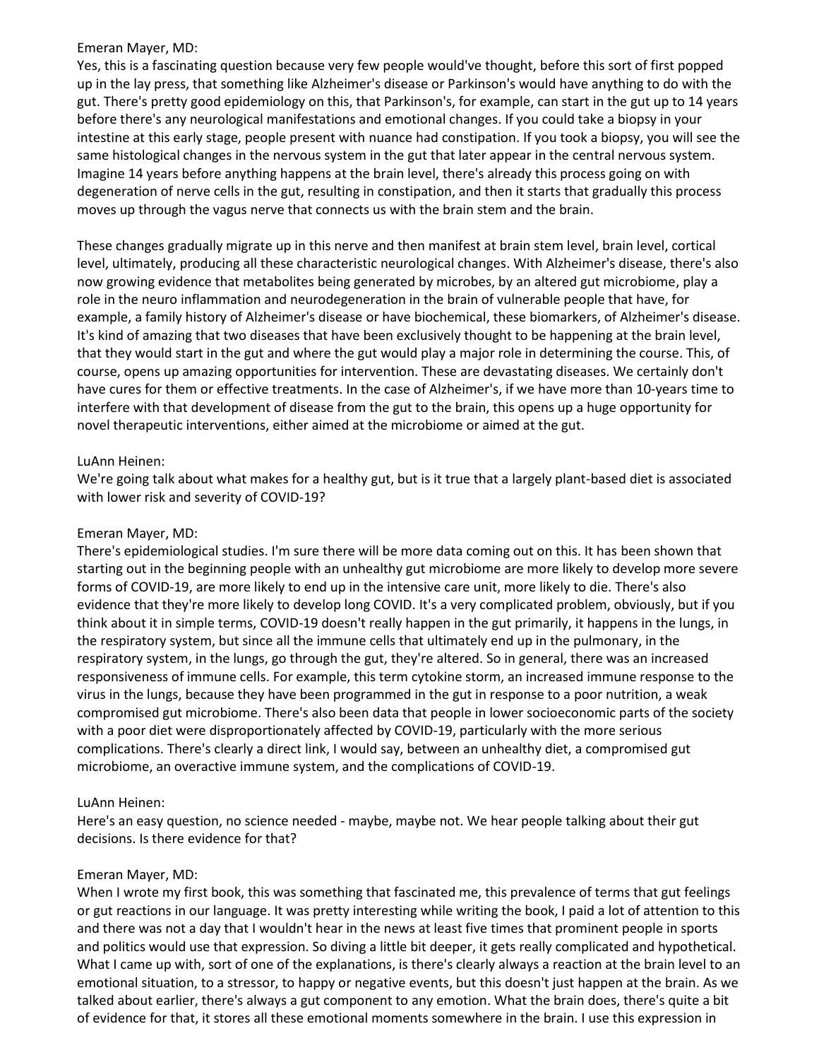Emeran Mayer, MD:
Yes, this is a fascinating question because very few people would've thought, before this sort of first popped up in the lay press, that something like Alzheimer's disease or Parkinson's would have anything to do with the gut. There's pretty good epidemiology on this, that Parkinson's, for example, can start in the gut up to 14 years before there's any neurological manifestations and emotional changes. If you could take a biopsy in your intestine at this early stage, people present with nuance had constipation. If you took a biopsy, you will see the same histological changes in the nervous system in the gut that later appear in the central nervous system. Imagine 14 years before anything happens at the brain level, there's already this process going on with degeneration of nerve cells in the gut, resulting in constipation, and then it starts that gradually this process moves up through the vagus nerve that connects us with the brain stem and the brain.

These changes gradually migrate up in this nerve and then manifest at brain stem level, brain level, cortical level, ultimately, producing all these characteristic neurological changes. With Alzheimer's disease, there's also now growing evidence that metabolites being generated by microbes, by an altered gut microbiome, play a role in the neuro inflammation and neurodegeneration in the brain of vulnerable people that have, for example, a family history of Alzheimer's disease or have biochemical, these biomarkers, of Alzheimer's disease. It's kind of amazing that two diseases that have been exclusively thought to be happening at the brain level, that they would start in the gut and where the gut would play a major role in determining the course. This, of course, opens up amazing opportunities for intervention. These are devastating diseases. We certainly don't have cures for them or effective treatments. In the case of Alzheimer's, if we have more than 10-years time to interfere with that development of disease from the gut to the brain, this opens up a huge opportunity for novel therapeutic interventions, either aimed at the microbiome or aimed at the gut.

LuAnn Heinen:
We're going talk about what makes for a healthy gut, but is it true that a largely plant-based diet is associated with lower risk and severity of COVID-19?

Emeran Mayer, MD:
There's epidemiological studies. I'm sure there will be more data coming out on this. It has been shown that starting out in the beginning people with an unhealthy gut microbiome are more likely to develop more severe forms of COVID-19, are more likely to end up in the intensive care unit, more likely to die. There's also evidence that they're more likely to develop long COVID. It's a very complicated problem, obviously, but if you think about it in simple terms, COVID-19 doesn't really happen in the gut primarily, it happens in the lungs, in the respiratory system, but since all the immune cells that ultimately end up in the pulmonary, in the respiratory system, in the lungs, go through the gut, they're altered. So in general, there was an increased responsiveness of immune cells. For example, this term cytokine storm, an increased immune response to the virus in the lungs, because they have been programmed in the gut in response to a poor nutrition, a weak compromised gut microbiome. There's also been data that people in lower socioeconomic parts of the society with a poor diet were disproportionately affected by COVID-19, particularly with the more serious complications. There's clearly a direct link, I would say, between an unhealthy diet, a compromised gut microbiome, an overactive immune system, and the complications of COVID-19.

LuAnn Heinen:
Here's an easy question, no science needed - maybe, maybe not. We hear people talking about their gut decisions. Is there evidence for that?

Emeran Mayer, MD:
When I wrote my first book, this was something that fascinated me, this prevalence of terms that gut feelings or gut reactions in our language. It was pretty interesting while writing the book, I paid a lot of attention to this and there was not a day that I wouldn't hear in the news at least five times that prominent people in sports and politics would use that expression. So diving a little bit deeper, it gets really complicated and hypothetical. What I came up with, sort of one of the explanations, is there's clearly always a reaction at the brain level to an emotional situation, to a stressor, to happy or negative events, but this doesn't just happen at the brain. As we talked about earlier, there's always a gut component to any emotion. What the brain does, there's quite a bit of evidence for that, it stores all these emotional moments somewhere in the brain. I use this expression in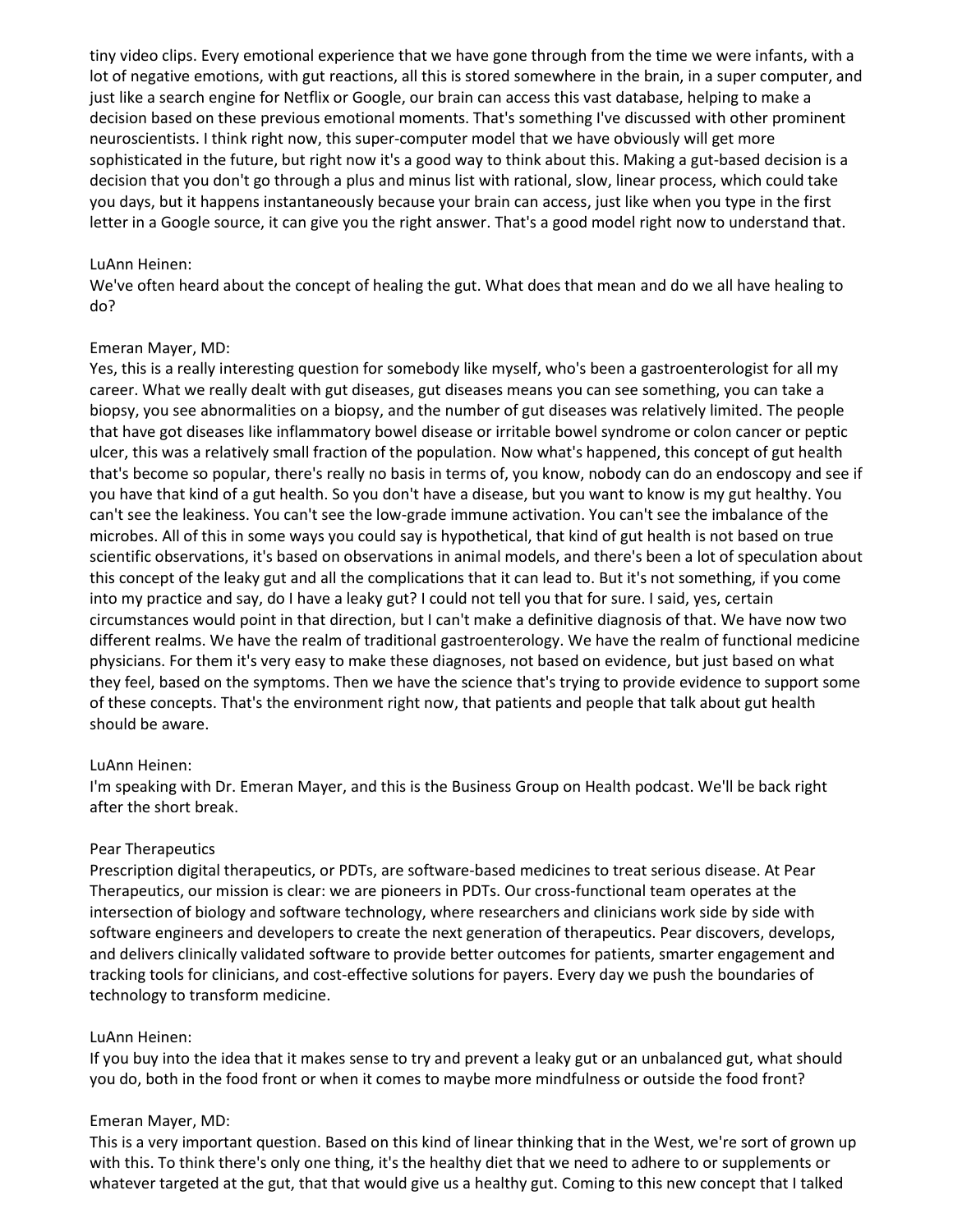tiny video clips. Every emotional experience that we have gone through from the time we were infants, with a lot of negative emotions, with gut reactions, all this is stored somewhere in the brain, in a super computer, and just like a search engine for Netflix or Google, our brain can access this vast database, helping to make a decision based on these previous emotional moments. That's something I've discussed with other prominent neuroscientists. I think right now, this super-computer model that we have obviously will get more sophisticated in the future, but right now it's a good way to think about this. Making a gut-based decision is a decision that you don't go through a plus and minus list with rational, slow, linear process, which could take you days, but it happens instantaneously because your brain can access, just like when you type in the first letter in a Google source, it can give you the right answer. That's a good model right now to understand that.

LuAnn Heinen:
We've often heard about the concept of healing the gut. What does that mean and do we all have healing to do?

Emeran Mayer, MD:
Yes, this is a really interesting question for somebody like myself, who's been a gastroenterologist for all my career. What we really dealt with gut diseases, gut diseases means you can see something, you can take a biopsy, you see abnormalities on a biopsy, and the number of gut diseases was relatively limited. The people that have got diseases like inflammatory bowel disease or irritable bowel syndrome or colon cancer or peptic ulcer, this was a relatively small fraction of the population. Now what's happened, this concept of gut health that's become so popular, there's really no basis in terms of, you know, nobody can do an endoscopy and see if you have that kind of a gut health. So you don't have a disease, but you want to know is my gut healthy. You can't see the leakiness. You can't see the low-grade immune activation. You can't see the imbalance of the microbes. All of this in some ways you could say is hypothetical, that kind of gut health is not based on true scientific observations, it's based on observations in animal models, and there's been a lot of speculation about this concept of the leaky gut and all the complications that it can lead to. But it's not something, if you come into my practice and say, do I have a leaky gut? I could not tell you that for sure. I said, yes, certain circumstances would point in that direction, but I can't make a definitive diagnosis of that. We have now two different realms. We have the realm of traditional gastroenterology. We have the realm of functional medicine physicians. For them it's very easy to make these diagnoses, not based on evidence, but just based on what they feel, based on the symptoms. Then we have the science that's trying to provide evidence to support some of these concepts. That's the environment right now, that patients and people that talk about gut health should be aware.

LuAnn Heinen:
I'm speaking with Dr. Emeran Mayer, and this is the Business Group on Health podcast. We'll be back right after the short break.

Pear Therapeutics
Prescription digital therapeutics, or PDTs, are software-based medicines to treat serious disease. At Pear Therapeutics, our mission is clear: we are pioneers in PDTs. Our cross-functional team operates at the intersection of biology and software technology, where researchers and clinicians work side by side with software engineers and developers to create the next generation of therapeutics. Pear discovers, develops, and delivers clinically validated software to provide better outcomes for patients, smarter engagement and tracking tools for clinicians, and cost-effective solutions for payers. Every day we push the boundaries of technology to transform medicine.

LuAnn Heinen:
If you buy into the idea that it makes sense to try and prevent a leaky gut or an unbalanced gut, what should you do, both in the food front or when it comes to maybe more mindfulness or outside the food front?

Emeran Mayer, MD:
This is a very important question. Based on this kind of linear thinking that in the West, we're sort of grown up with this. To think there's only one thing, it's the healthy diet that we need to adhere to or supplements or whatever targeted at the gut, that that would give us a healthy gut. Coming to this new concept that I talked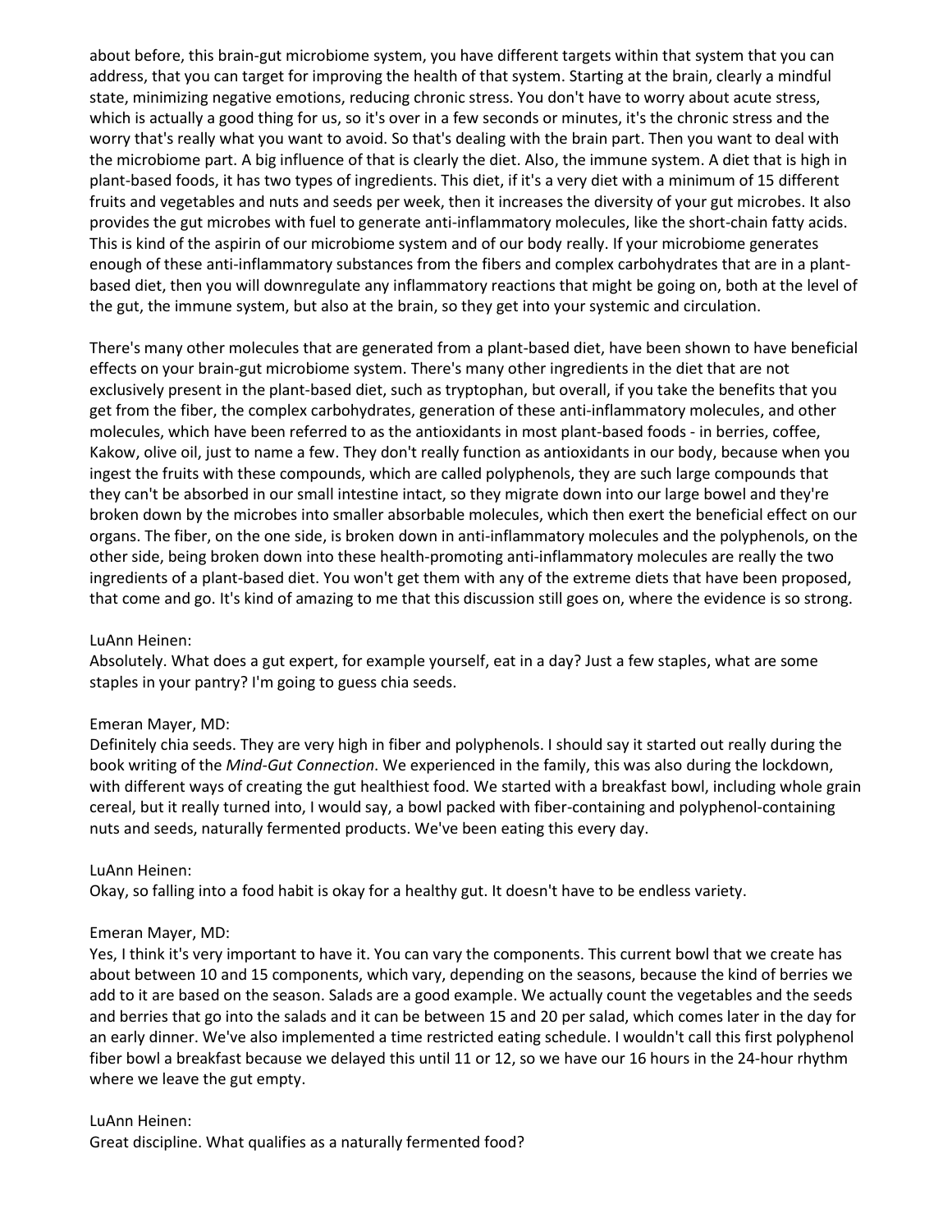about before, this brain-gut microbiome system, you have different targets within that system that you can address, that you can target for improving the health of that system. Starting at the brain, clearly a mindful state, minimizing negative emotions, reducing chronic stress. You don't have to worry about acute stress, which is actually a good thing for us, so it's over in a few seconds or minutes, it's the chronic stress and the worry that's really what you want to avoid. So that's dealing with the brain part. Then you want to deal with the microbiome part. A big influence of that is clearly the diet. Also, the immune system. A diet that is high in plant-based foods, it has two types of ingredients. This diet, if it's a very diet with a minimum of 15 different fruits and vegetables and nuts and seeds per week, then it increases the diversity of your gut microbes. It also provides the gut microbes with fuel to generate anti-inflammatory molecules, like the short-chain fatty acids. This is kind of the aspirin of our microbiome system and of our body really. If your microbiome generates enough of these anti-inflammatory substances from the fibers and complex carbohydrates that are in a plant-based diet, then you will downregulate any inflammatory reactions that might be going on, both at the level of the gut, the immune system, but also at the brain, so they get into your systemic and circulation.

There's many other molecules that are generated from a plant-based diet, have been shown to have beneficial effects on your brain-gut microbiome system. There's many other ingredients in the diet that are not exclusively present in the plant-based diet, such as tryptophan, but overall, if you take the benefits that you get from the fiber, the complex carbohydrates, generation of these anti-inflammatory molecules, and other molecules, which have been referred to as the antioxidants in most plant-based foods - in berries, coffee, Kakow, olive oil, just to name a few. They don't really function as antioxidants in our body, because when you ingest the fruits with these compounds, which are called polyphenols, they are such large compounds that they can't be absorbed in our small intestine intact, so they migrate down into our large bowel and they're broken down by the microbes into smaller absorbable molecules, which then exert the beneficial effect on our organs. The fiber, on the one side, is broken down in anti-inflammatory molecules and the polyphenols, on the other side, being broken down into these health-promoting anti-inflammatory molecules are really the two ingredients of a plant-based diet. You won't get them with any of the extreme diets that have been proposed, that come and go. It's kind of amazing to me that this discussion still goes on, where the evidence is so strong.

LuAnn Heinen:
Absolutely. What does a gut expert, for example yourself, eat in a day? Just a few staples, what are some staples in your pantry? I'm going to guess chia seeds.

Emeran Mayer, MD:
Definitely chia seeds. They are very high in fiber and polyphenols. I should say it started out really during the book writing of the *Mind-Gut Connection*. We experienced in the family, this was also during the lockdown, with different ways of creating the gut healthiest food. We started with a breakfast bowl, including whole grain cereal, but it really turned into, I would say, a bowl packed with fiber-containing and polyphenol-containing nuts and seeds, naturally fermented products. We've been eating this every day.

LuAnn Heinen:
Okay, so falling into a food habit is okay for a healthy gut. It doesn't have to be endless variety.

Emeran Mayer, MD:
Yes, I think it's very important to have it. You can vary the components. This current bowl that we create has about between 10 and 15 components, which vary, depending on the seasons, because the kind of berries we add to it are based on the season. Salads are a good example. We actually count the vegetables and the seeds and berries that go into the salads and it can be between 15 and 20 per salad, which comes later in the day for an early dinner. We've also implemented a time restricted eating schedule. I wouldn't call this first polyphenol fiber bowl a breakfast because we delayed this until 11 or 12, so we have our 16 hours in the 24-hour rhythm where we leave the gut empty.

LuAnn Heinen:
Great discipline. What qualifies as a naturally fermented food?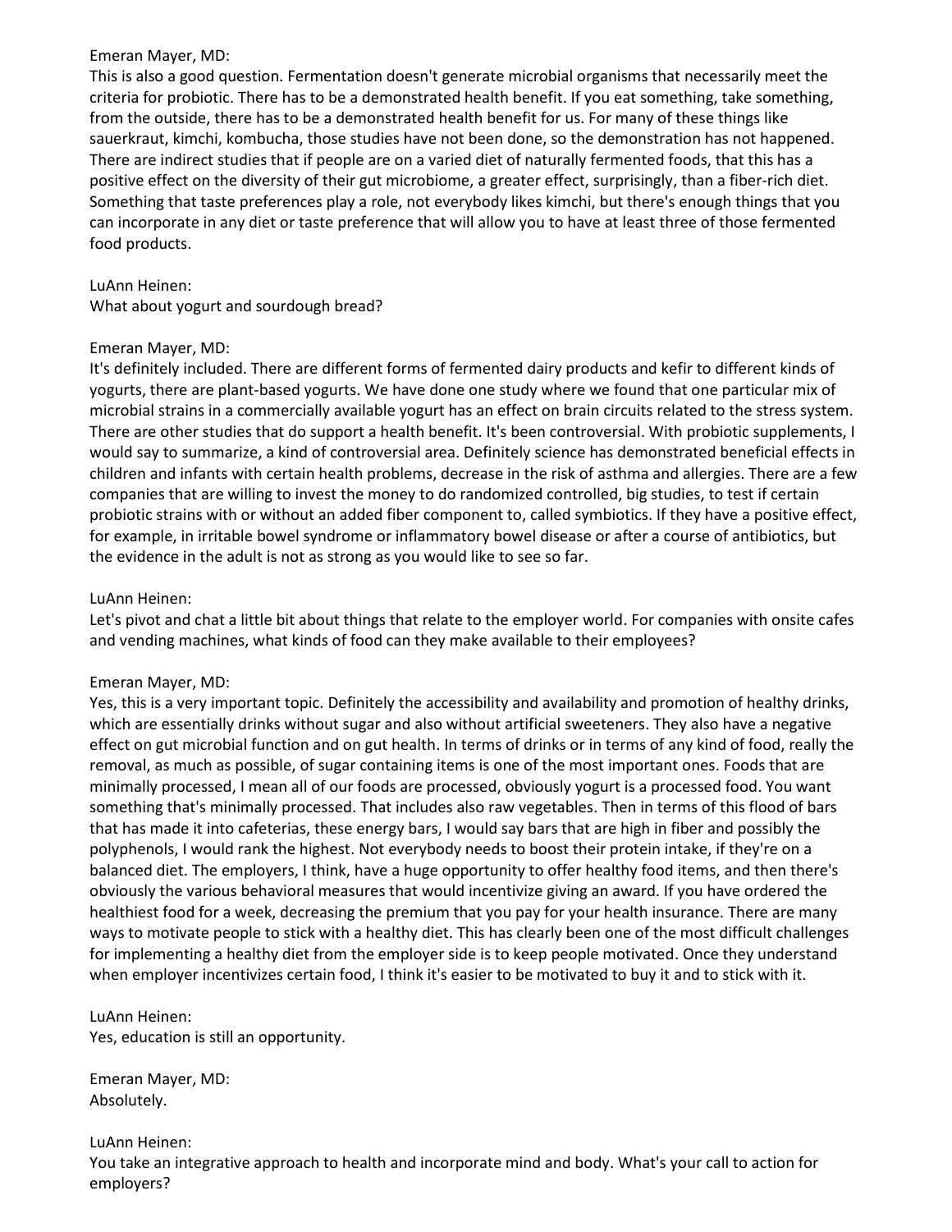Emeran Mayer, MD:
This is also a good question. Fermentation doesn't generate microbial organisms that necessarily meet the criteria for probiotic. There has to be a demonstrated health benefit. If you eat something, take something, from the outside, there has to be a demonstrated health benefit for us. For many of these things like sauerkraut, kimchi, kombucha, those studies have not been done, so the demonstration has not happened. There are indirect studies that if people are on a varied diet of naturally fermented foods, that this has a positive effect on the diversity of their gut microbiome, a greater effect, surprisingly, than a fiber-rich diet. Something that taste preferences play a role, not everybody likes kimchi, but there's enough things that you can incorporate in any diet or taste preference that will allow you to have at least three of those fermented food products.

LuAnn Heinen:
What about yogurt and sourdough bread?

Emeran Mayer, MD:
It's definitely included. There are different forms of fermented dairy products and kefir to different kinds of yogurts, there are plant-based yogurts. We have done one study where we found that one particular mix of microbial strains in a commercially available yogurt has an effect on brain circuits related to the stress system. There are other studies that do support a health benefit. It's been controversial. With probiotic supplements, I would say to summarize, a kind of controversial area. Definitely science has demonstrated beneficial effects in children and infants with certain health problems, decrease in the risk of asthma and allergies. There are a few companies that are willing to invest the money to do randomized controlled, big studies, to test if certain probiotic strains with or without an added fiber component to, called symbiotics. If they have a positive effect, for example, in irritable bowel syndrome or inflammatory bowel disease or after a course of antibiotics, but the evidence in the adult is not as strong as you would like to see so far.

LuAnn Heinen:
Let's pivot and chat a little bit about things that relate to the employer world. For companies with onsite cafes and vending machines, what kinds of food can they make available to their employees?

Emeran Mayer, MD:
Yes, this is a very important topic. Definitely the accessibility and availability and promotion of healthy drinks, which are essentially drinks without sugar and also without artificial sweeteners. They also have a negative effect on gut microbial function and on gut health. In terms of drinks or in terms of any kind of food, really the removal, as much as possible, of sugar containing items is one of the most important ones. Foods that are minimally processed, I mean all of our foods are processed, obviously yogurt is a processed food. You want something that's minimally processed. That includes also raw vegetables. Then in terms of this flood of bars that has made it into cafeterias, these energy bars, I would say bars that are high in fiber and possibly the polyphenols, I would rank the highest. Not everybody needs to boost their protein intake, if they're on a balanced diet. The employers, I think, have a huge opportunity to offer healthy food items, and then there's obviously the various behavioral measures that would incentivize giving an award. If you have ordered the healthiest food for a week, decreasing the premium that you pay for your health insurance. There are many ways to motivate people to stick with a healthy diet. This has clearly been one of the most difficult challenges for implementing a healthy diet from the employer side is to keep people motivated. Once they understand when employer incentivizes certain food, I think it's easier to be motivated to buy it and to stick with it.

LuAnn Heinen:
Yes, education is still an opportunity.

Emeran Mayer, MD:
Absolutely.

LuAnn Heinen:
You take an integrative approach to health and incorporate mind and body. What's your call to action for employers?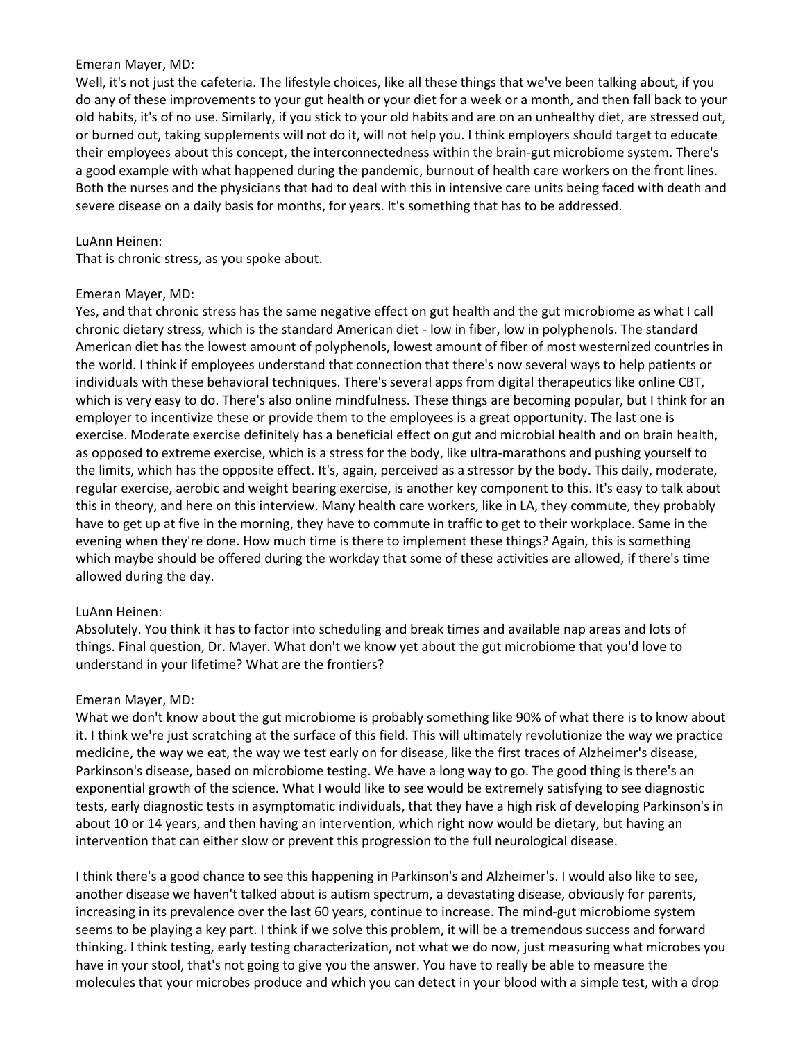Emeran Mayer, MD:

Well, it's not just the cafeteria. The lifestyle choices, like all these things that we've been talking about, if you do any of these improvements to your gut health or your diet for a week or a month, and then fall back to your old habits, it's of no use. Similarly, if you stick to your old habits and are on an unhealthy diet, are stressed out, or burned out, taking supplements will not do it, will not help you. I think employers should target to educate their employees about this concept, the interconnectedness within the brain-gut microbiome system. There's a good example with what happened during the pandemic, burnout of health care workers on the front lines. Both the nurses and the physicians that had to deal with this in intensive care units being faced with death and severe disease on a daily basis for months, for years. It's something that has to be addressed.

LuAnn Heinen:

That is chronic stress, as you spoke about.

Emeran Mayer, MD:

Yes, and that chronic stress has the same negative effect on gut health and the gut microbiome as what I call chronic dietary stress, which is the standard American diet - low in fiber, low in polyphenols. The standard American diet has the lowest amount of polyphenols, lowest amount of fiber of most westernized countries in the world. I think if employees understand that connection that there's now several ways to help patients or individuals with these behavioral techniques. There's several apps from digital therapeutics like online CBT, which is very easy to do. There's also online mindfulness. These things are becoming popular, but I think for an employer to incentivize these or provide them to the employees is a great opportunity. The last one is exercise. Moderate exercise definitely has a beneficial effect on gut and microbial health and on brain health, as opposed to extreme exercise, which is a stress for the body, like ultra-marathons and pushing yourself to the limits, which has the opposite effect. It's, again, perceived as a stressor by the body. This daily, moderate, regular exercise, aerobic and weight bearing exercise, is another key component to this. It's easy to talk about this in theory, and here on this interview. Many health care workers, like in LA, they commute, they probably have to get up at five in the morning, they have to commute in traffic to get to their workplace. Same in the evening when they're done. How much time is there to implement these things? Again, this is something which maybe should be offered during the workday that some of these activities are allowed, if there's time allowed during the day.

LuAnn Heinen:

Absolutely. You think it has to factor into scheduling and break times and available nap areas and lots of things. Final question, Dr. Mayer. What don't we know yet about the gut microbiome that you'd love to understand in your lifetime? What are the frontiers?

Emeran Mayer, MD:

What we don't know about the gut microbiome is probably something like 90% of what there is to know about it. I think we're just scratching at the surface of this field. This will ultimately revolutionize the way we practice medicine, the way we eat, the way we test early on for disease, like the first traces of Alzheimer's disease, Parkinson's disease, based on microbiome testing. We have a long way to go. The good thing is there's an exponential growth of the science. What I would like to see would be extremely satisfying to see diagnostic tests, early diagnostic tests in asymptomatic individuals, that they have a high risk of developing Parkinson's in about 10 or 14 years, and then having an intervention, which right now would be dietary, but having an intervention that can either slow or prevent this progression to the full neurological disease.

I think there's a good chance to see this happening in Parkinson's and Alzheimer's. I would also like to see, another disease we haven't talked about is autism spectrum, a devastating disease, obviously for parents, increasing in its prevalence over the last 60 years, continue to increase. The mind-gut microbiome system seems to be playing a key part. I think if we solve this problem, it will be a tremendous success and forward thinking. I think testing, early testing characterization, not what we do now, just measuring what microbes you have in your stool, that's not going to give you the answer. You have to really be able to measure the molecules that your microbes produce and which you can detect in your blood with a simple test, with a drop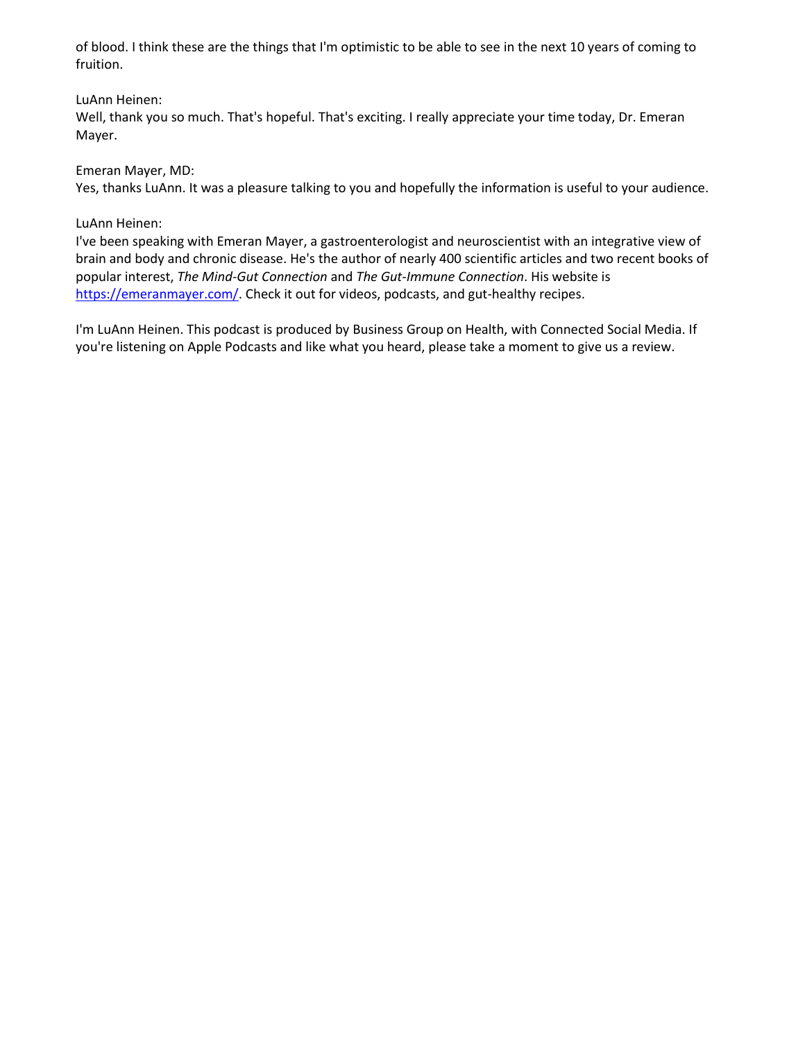of blood. I think these are the things that I'm optimistic to be able to see in the next 10 years of coming to fruition.

LuAnn Heinen:
Well, thank you so much. That's hopeful. That's exciting. I really appreciate your time today, Dr. Emeran Mayer.

Emeran Mayer, MD:
Yes, thanks LuAnn. It was a pleasure talking to you and hopefully the information is useful to your audience.

LuAnn Heinen:
I've been speaking with Emeran Mayer, a gastroenterologist and neuroscientist with an integrative view of brain and body and chronic disease. He's the author of nearly 400 scientific articles and two recent books of popular interest, *The Mind-Gut Connection* and *The Gut-Immune Connection*. His website is [https://emeranmayer.com/](https://emeranmayer.com/). Check it out for videos, podcasts, and gut-healthy recipes.

I'm LuAnn Heinen. This podcast is produced by Business Group on Health, with Connected Social Media. If you're listening on Apple Podcasts and like what you heard, please take a moment to give us a review.